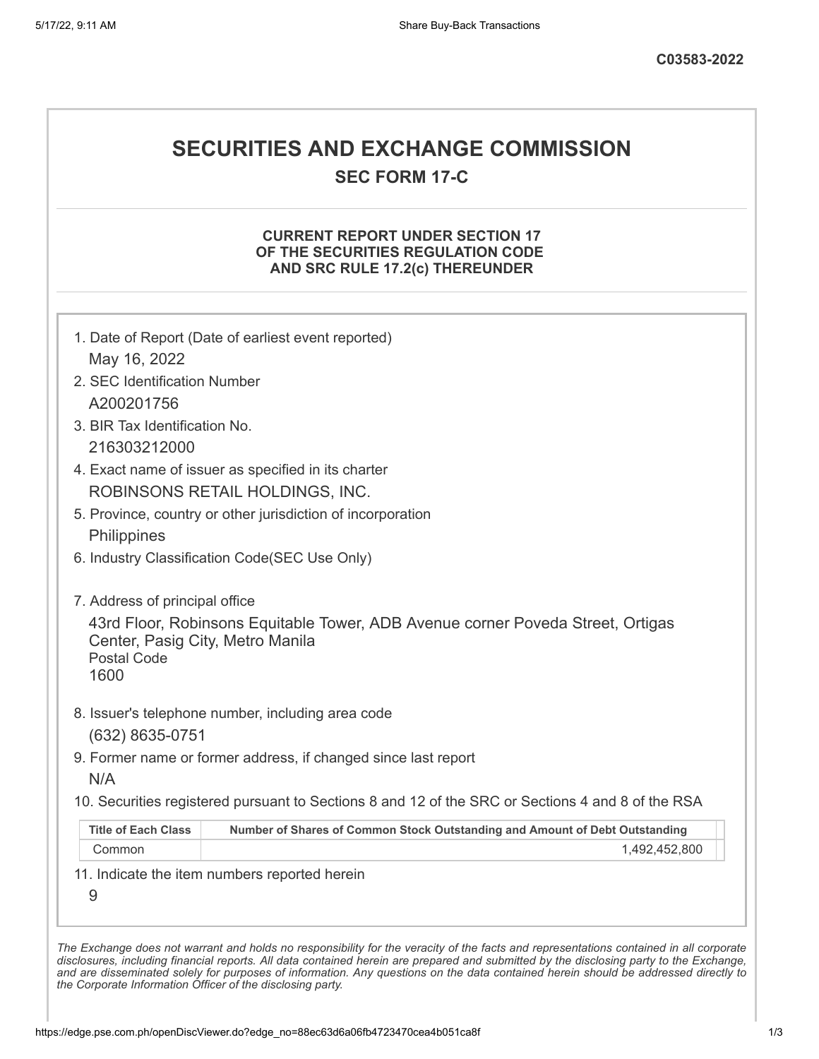**C03583-2022**

# SECURITIES AND EXCHANGE COMMISSION

## SEC FORM 17-C

### CURRENT REPORT UNDER SECTION 17 OF THE SECURITIES REGULATION CODE AND SRC RULE 17.2(c) THEREUNDER

1. Date of Report (Date of earliest event reported)
   May 16, 2022
2. SEC Identification Number
   A200201756
3. BIR Tax Identification No.
   216303212000
4. Exact name of issuer as specified in its charter
   ROBINSONS RETAIL HOLDINGS, INC.
5. Province, country or other jurisdiction of incorporation
   Philippines
6. Industry Classification Code(SEC Use Only)

7. Address of principal office
   43rd Floor, Robinsons Equitable Tower, ADB Avenue corner Poveda Street, Ortigas Center, Pasig City, Metro Manila
   Postal Code
   1600
8. Issuer's telephone number, including area code
   (632) 8635-0751
9. Former name or former address, if changed since last report
   N/A
10. Securities registered pursuant to Sections 8 and 12 of the SRC or Sections 4 and 8 of the RSA

| Title of Each Class | Number of Shares of Common Stock Outstanding and Amount of Debt Outstanding |
|---|---|
| Common | 1,492,452,800 |

11. Indicate the item numbers reported herein
    9

*The Exchange does not warrant and holds no responsibility for the veracity of the facts and representations contained in all corporate disclosures, including financial reports. All data contained herein are prepared and submitted by the disclosing party to the Exchange, and are disseminated solely for purposes of information. Any questions on the data contained herein should be addressed directly to the Corporate Information Officer of the disclosing party.*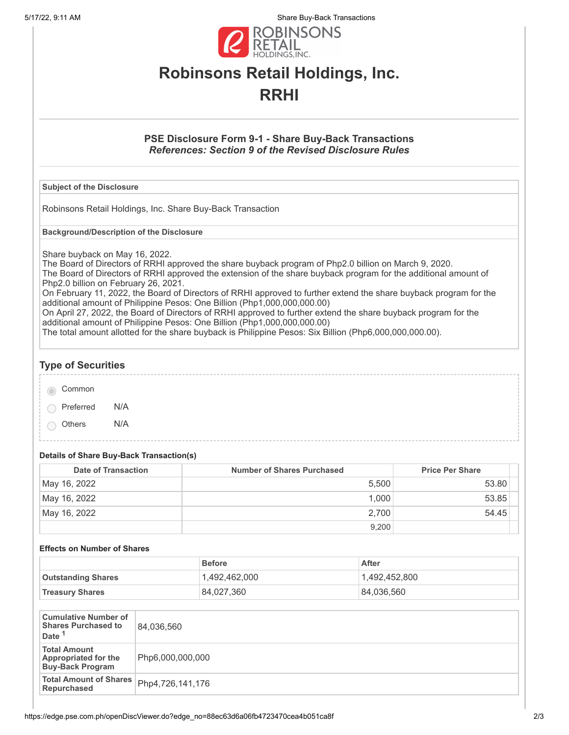# Robinsons Retail Holdings, Inc.

# RRHI

### PSE Disclosure Form 9-1 - Share Buy-Back Transactions

***References: Section 9 of the Revised Disclosure Rules***

| Subject of the Disclosure |
|---|
| Robinsons Retail Holdings, Inc. Share Buy-Back Transaction |

| Background/Description of the Disclosure |
|---|
| Share buyback on May 16, 2022.<br>The Board of Directors of RRHI approved the share buyback program of Php2.0 billion on March 9, 2020.<br>The Board of Directors of RRHI approved the extension of the share buyback program for the additional amount of Php2.0 billion on February 26, 2021.<br>On February 11, 2022, the Board of Directors of RRHI approved to further extend the share buyback program for the additional amount of Philippine Pesos: One Billion (Php1,000,000,000.00)<br>On April 27, 2022, the Board of Directors of RRHI approved to further extend the share buyback program for the additional amount of Philippine Pesos: One Billion (Php1,000,000,000.00)<br>The total amount allotted for the share buyback is Philippine Pesos: Six Billion (Php6,000,000,000.00). |

## Type of Securities

- ◉ Common
- ○ Preferred N/A
- ○ Others N/A

#### Details of Share Buy-Back Transaction(s)

| Date of Transaction | Number of Shares Purchased | Price Per Share |
|---|---|---|
| May 16, 2022 | 5,500 | 53.80 |
| May 16, 2022 | 1,000 | 53.85 |
| May 16, 2022 | 2,700 | 54.45 |
| | 9,200 | |

#### Effects on Number of Shares

| | Before | After |
|---|---|---|
| **Outstanding Shares** | 1,492,462,000 | 1,492,452,800 |
| **Treasury Shares** | 84,027,360 | 84,036,560 |

| | |
|---|---|
| **Cumulative Number of Shares Purchased to Date** [1] | 84,036,560 |
| **Total Amount Appropriated for the Buy-Back Program** | Php6,000,000,000 |
| **Total Amount of Shares Repurchased** | Php4,726,141,176 |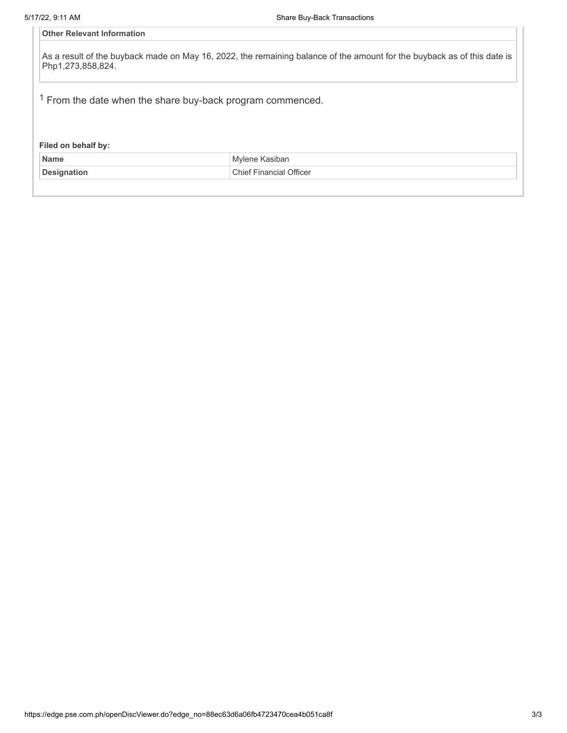| Other Relevant Information |
| --- |
| As a result of the buyback made on May 16, 2022, the remaining balance of the amount for the buyback as of this date is Php1,273,858,824. |

[1] From the date when the share buy-back program commenced.

**Filed on behalf by:**

| | |
| --- | --- |
| **Name** | Mylene Kasiban |
| **Designation** | Chief Financial Officer |